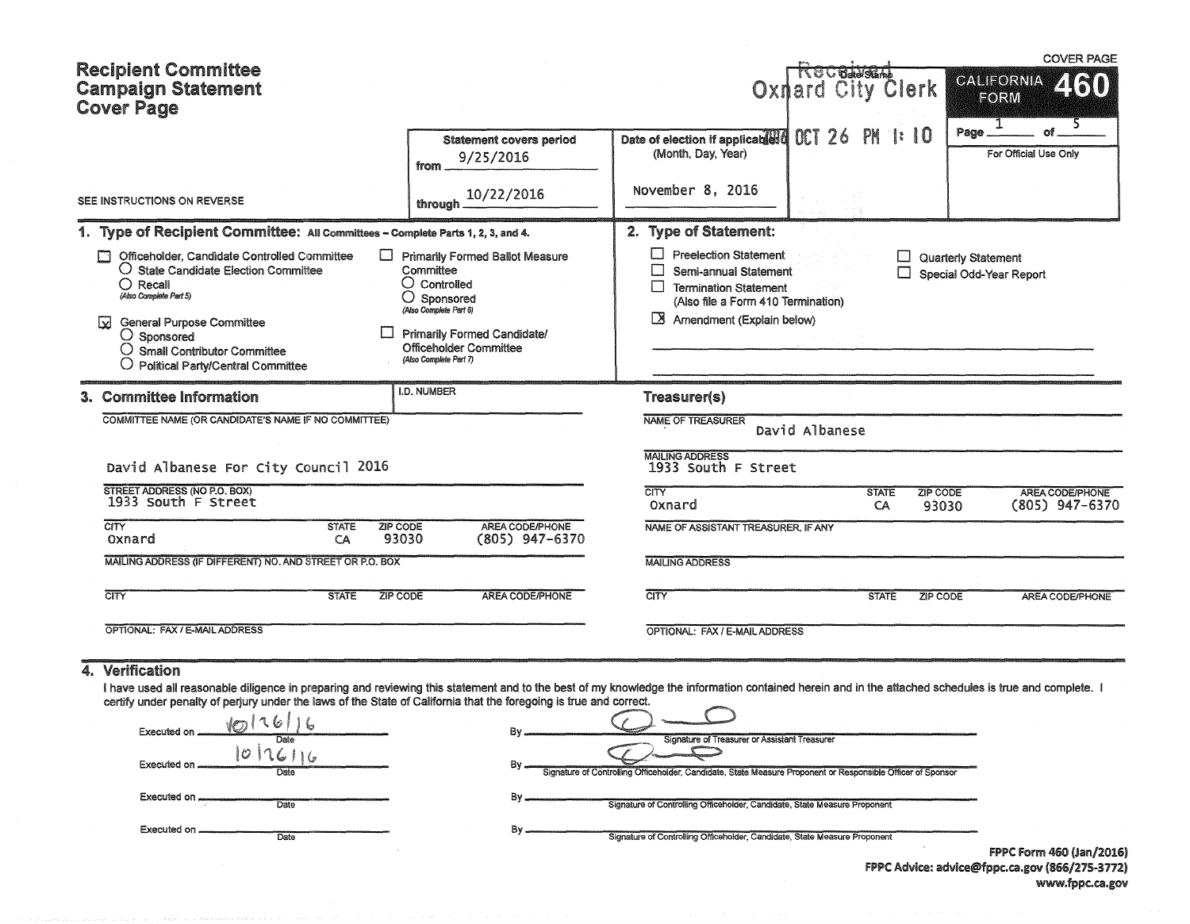# Recipient Committee Campaign Statement Cover Page

COVER PAGE

**CALIFORNIA FORM 460**

Page 1 of 5

For Official Use Only

SEE INSTRUCTIONS ON REVERSE

| Statement covers period | Date of election if applicable: (Month, Day, Year) | Date Stamp |
|---|---|---|
| from 9/25/2016 | November 8, 2016 | Received Oxnard City Clerk 2016 OCT 26 PM 1:10 |
| through 10/22/2016 | | |

## 1. Type of Recipient Committee: All Committees – Complete Parts 1, 2, 3, and 4.

- ☐ Officeholder, Candidate Controlled Committee
  - ○ State Candidate Election Committee
  - ○ Recall (Also Complete Part 5)
- ☒ General Purpose Committee
  - ○ Sponsored
  - ○ Small Contributor Committee
  - ○ Political Party/Central Committee
- ☐ Primarily Formed Ballot Measure Committee
  - ○ Controlled
  - ○ Sponsored (Also Complete Part 6)
- ☐ Primarily Formed Candidate/Officeholder Committee (Also Complete Part 7)

## 2. Type of Statement:

- ☐ Preelection Statement
- ☐ Semi-annual Statement
- ☐ Termination Statement (Also file a Form 410 Termination)
- ☒ Amendment (Explain below)
- ☐ Quarterly Statement
- ☐ Special Odd-Year Report

## 3. Committee Information

I.D. NUMBER

COMMITTEE NAME (OR CANDIDATE'S NAME IF NO COMMITTEE)
David Albanese For City Council 2016

STREET ADDRESS (NO P.O. BOX)
1933 South F Street

| CITY | STATE | ZIP CODE | AREA CODE/PHONE |
|---|---|---|---|
| Oxnard | CA | 93030 | (805) 947-6370 |

MAILING ADDRESS (IF DIFFERENT) NO. AND STREET OR P.O. BOX

| CITY | STATE | ZIP CODE | AREA CODE/PHONE |
|---|---|---|---|
| | | | |

OPTIONAL: FAX / E-MAIL ADDRESS

### Treasurer(s)

NAME OF TREASURER
David Albanese

MAILING ADDRESS
1933 South F Street

| CITY | STATE | ZIP CODE | AREA CODE/PHONE |
|---|---|---|---|
| Oxnard | CA | 93030 | (805) 947-6370 |

NAME OF ASSISTANT TREASURER, IF ANY

MAILING ADDRESS

| CITY | STATE | ZIP CODE | AREA CODE/PHONE |
|---|---|---|---|
| | | | |

OPTIONAL: FAX / E-MAIL ADDRESS

## 4. Verification

I have used all reasonable diligence in preparing and reviewing this statement and to the best of my knowledge the information contained herein and in the attached schedules is true and complete. I certify under penalty of perjury under the laws of the State of California that the foregoing is true and correct.

Executed on 10/26/16 By [signature] Signature of Treasurer or Assistant Treasurer

Executed on 10/26/16 By [signature] Signature of Controlling Officeholder, Candidate, State Measure Proponent or Responsible Officer of Sponsor

Executed on ________ By ________ Signature of Controlling Officeholder, Candidate, State Measure Proponent

Executed on ________ By ________ Signature of Controlling Officeholder, Candidate, State Measure Proponent

FPPC Form 460 (Jan/2016)
FPPC Advice: advice@fppc.ca.gov (866/275-3772)
www.fppc.ca.gov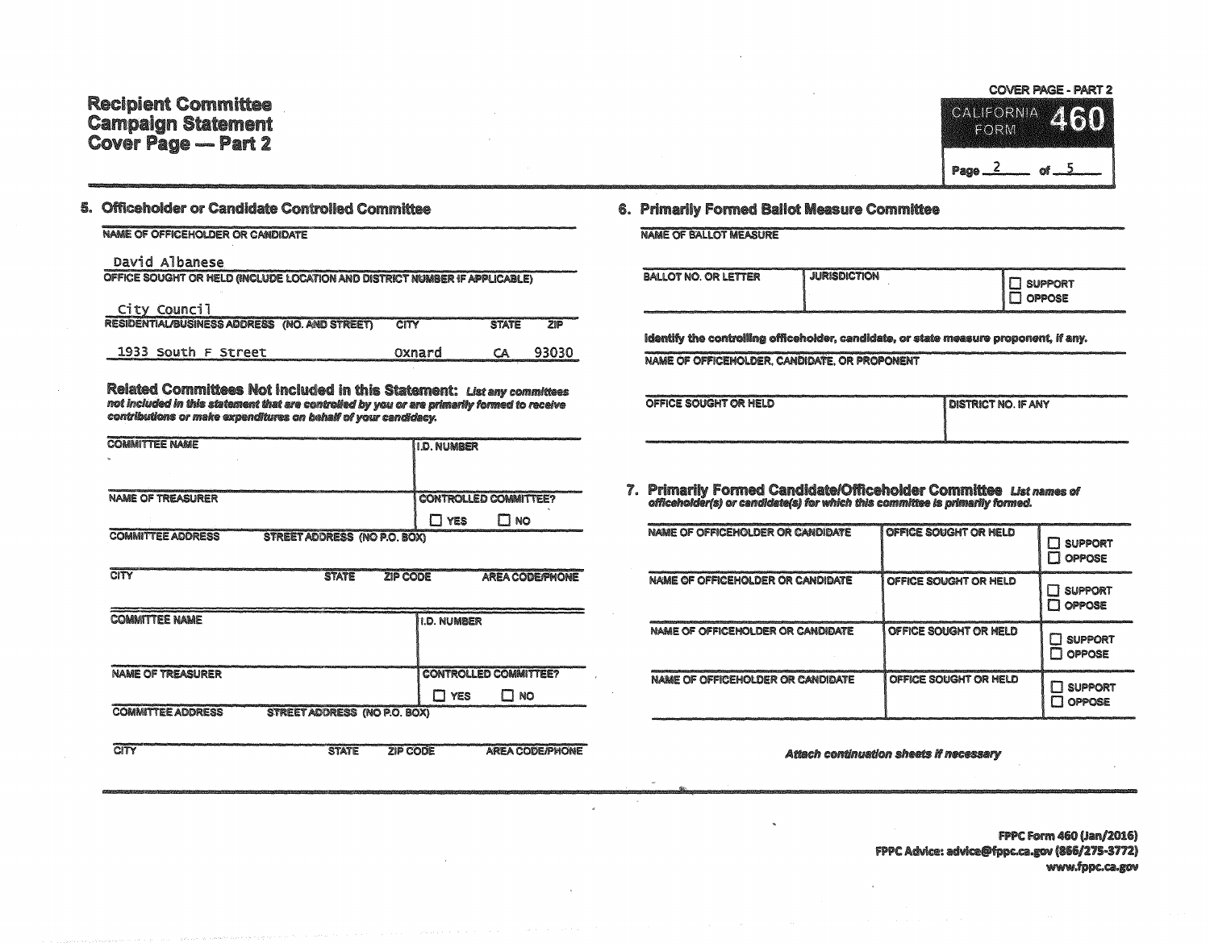# Recipient Committee Campaign Statement Cover Page — Part 2

COVER PAGE - PART 2

CALIFORNIA FORM **460**

Page 2 of 5

## 5. Officeholder or Candidate Controlled Committee

NAME OF OFFICEHOLDER OR CANDIDATE

David Albanese

OFFICE SOUGHT OR HELD (INCLUDE LOCATION AND DISTRICT NUMBER IF APPLICABLE)

City Council

| RESIDENTIAL/BUSINESS ADDRESS (NO. AND STREET) | CITY | STATE | ZIP |
|---|---|---|---|
| 1933 South F Street | Oxnard | CA | 93030 |

**Related Committees Not Included in this Statement:** *List any committees not included in this statement that are controlled by you or are primarily formed to receive contributions or make expenditures on behalf of your candidacy.*

| COMMITTEE NAME | I.D. NUMBER |
|---|---|
| | |
| **NAME OF TREASURER** | **CONTROLLED COMMITTEE?** ☐ YES ☐ NO |
| COMMITTEE ADDRESS STREET ADDRESS (NO P.O. BOX) | |
| CITY STATE ZIP CODE AREA CODE/PHONE | |

| COMMITTEE NAME | I.D. NUMBER |
|---|---|
| | |
| **NAME OF TREASURER** | **CONTROLLED COMMITTEE?** ☐ YES ☐ NO |
| COMMITTEE ADDRESS STREET ADDRESS (NO P.O. BOX) | |
| CITY STATE ZIP CODE AREA CODE/PHONE | |

## 6. Primarily Formed Ballot Measure Committee

NAME OF BALLOT MEASURE

| BALLOT NO. OR LETTER | JURISDICTION | |
|---|---|---|
| | | ☐ SUPPORT ☐ OPPOSE |

**Identify the controlling officeholder, candidate, or state measure proponent, if any.**

NAME OF OFFICEHOLDER, CANDIDATE, OR PROPONENT

| OFFICE SOUGHT OR HELD | DISTRICT NO. IF ANY |
|---|---|
| | |

## 7. Primarily Formed Candidate/Officeholder Committee

*List names of officeholder(s) or candidate(s) for which this committee is primarily formed.*

| NAME OF OFFICEHOLDER OR CANDIDATE | OFFICE SOUGHT OR HELD | |
|---|---|---|
| | | ☐ SUPPORT ☐ OPPOSE |
| NAME OF OFFICEHOLDER OR CANDIDATE | OFFICE SOUGHT OR HELD | ☐ SUPPORT ☐ OPPOSE |
| NAME OF OFFICEHOLDER OR CANDIDATE | OFFICE SOUGHT OR HELD | ☐ SUPPORT ☐ OPPOSE |
| NAME OF OFFICEHOLDER OR CANDIDATE | OFFICE SOUGHT OR HELD | ☐ SUPPORT ☐ OPPOSE |

*Attach continuation sheets if necessary*

FPPC Form 460 (Jan/2016)
FPPC Advice: advice@fppc.ca.gov (866/275-3772)
www.fppc.ca.gov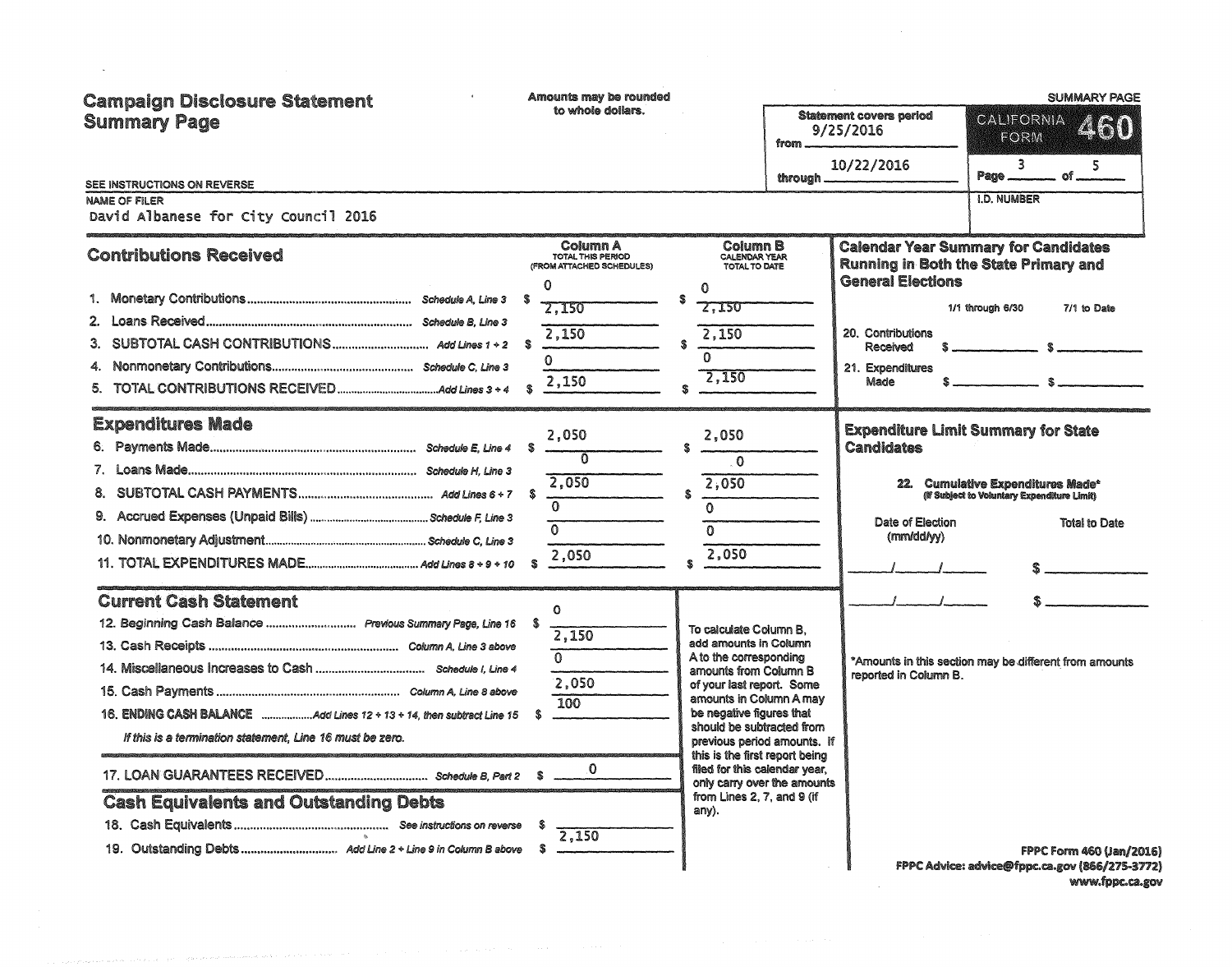# Campaign Disclosure Statement Summary Page

Amounts may be rounded to whole dollars.

SUMMARY PAGE

**CALIFORNIA FORM 460**

Statement covers period from 9/25/2016 through 10/22/2016

Page 3 of 5

SEE INSTRUCTIONS ON REVERSE

NAME OF FILER: David Albanese for City Council 2016

I.D. NUMBER:

## Contributions Received

| | | Column A TOTAL THIS PERIOD (FROM ATTACHED SCHEDULES) | Column B CALENDAR YEAR TOTAL TO DATE |
|---|---|---|---|
| 1. Monetary Contributions | Schedule A, Line 3 | $ 2,150 | $ 2,150 |
| 2. Loans Received | Schedule B, Line 3 | 0 | 0 |
| 3. SUBTOTAL CASH CONTRIBUTIONS | Add Lines 1 + 2 | $ 2,150 | $ 2,150 |
| 4. Nonmonetary Contributions | Schedule C, Line 3 | 0 | 0 |
| 5. TOTAL CONTRIBUTIONS RECEIVED | Add Lines 3 + 4 | $ 2,150 | $ 2,150 |

## Expenditures Made

| | | Column A | Column B |
|---|---|---|---|
| 6. Payments Made | Schedule E, Line 4 | $ 2,050 | $ 2,050 |
| 7. Loans Made | Schedule H, Line 3 | 0 | 0 |
| 8. SUBTOTAL CASH PAYMENTS | Add Lines 6 + 7 | $ 2,050 | $ 2,050 |
| 9. Accrued Expenses (Unpaid Bills) | Schedule F, Line 3 | 0 | 0 |
| 10. Nonmonetary Adjustment | Schedule C, Line 3 | 0 | 0 |
| 11. TOTAL EXPENDITURES MADE | Add Lines 8 + 9 + 10 | $ 2,050 | $ 2,050 |

## Current Cash Statement

| | | |
|---|---|---|
| 12. Beginning Cash Balance | Previous Summary Page, Line 16 | $ 0 |
| 13. Cash Receipts | Column A, Line 3 above | 2,150 |
| 14. Miscellaneous Increases to Cash | Schedule I, Line 4 | 0 |
| 15. Cash Payments | Column A, Line 8 above | 2,050 |
| 16. ENDING CASH BALANCE | Add Lines 12 + 13 + 14, then subtract Line 15 | $ 100 |

*If this is a termination statement, Line 16 must be zero.*

To calculate Column B, add amounts in Column A to the corresponding amounts from Column B of your last report. Some amounts in Column A may be negative figures that should be subtracted from previous period amounts. If this is the first report being filed for this calendar year, only carry over the amounts from Lines 2, 7, and 9 (if any).

| | | |
|---|---|---|
| 17. LOAN GUARANTEES RECEIVED | Schedule B, Part 2 | $ 0 |

## Cash Equivalents and Outstanding Debts

| | | |
|---|---|---|
| 18. Cash Equivalents | See instructions on reverse | $ |
| 19. Outstanding Debts | Add Line 2 + Line 9 in Column B above | $ 2,150 |

## Calendar Year Summary for Candidates Running in Both the State Primary and General Elections

| | 1/1 through 6/30 | 7/1 to Date |
|---|---|---|
| 20. Contributions Received | $ | $ |
| 21. Expenditures Made | $ | $ |

## Expenditure Limit Summary for State Candidates

22. Cumulative Expenditures Made* (If Subject to Voluntary Expenditure Limit)

| Date of Election (mm/dd/yy) | Total to Date |
|---|---|
| / / | $ |
| / / | $ |

*Amounts in this section may be different from amounts reported in Column B.

FPPC Form 460 (Jan/2016)
FPPC Advice: advice@fppc.ca.gov (866/275-3772)
www.fppc.ca.gov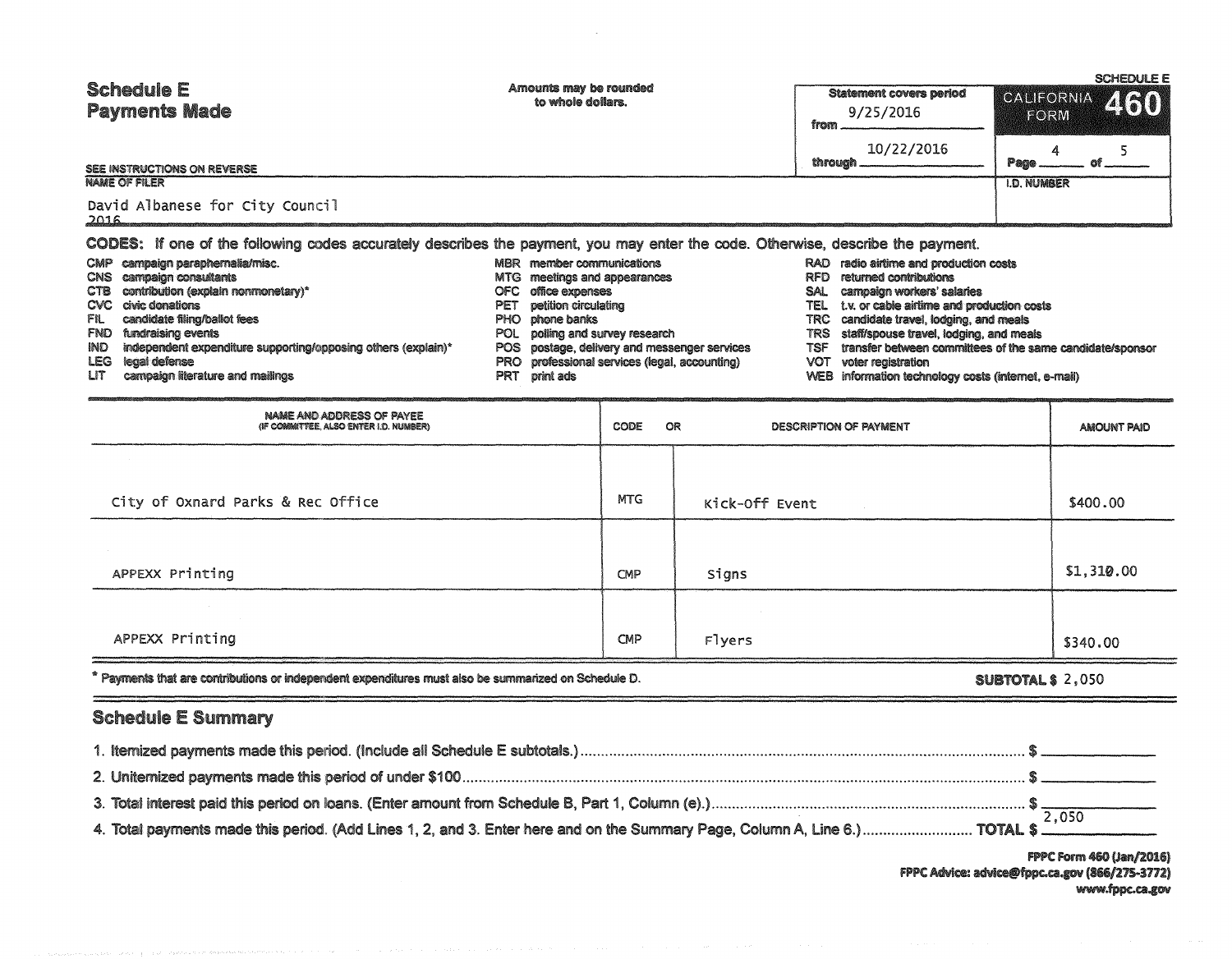# Schedule E
## Payments Made

Amounts may be rounded to whole dollars.

Statement covers period
from 9/25/2016
through 10/22/2016

SCHEDULE E
CALIFORNIA FORM 460

Page 4 of 5

SEE INSTRUCTIONS ON REVERSE

NAME OF FILER
David Albanese for City Council 2016

I.D. NUMBER

**CODES:** If one of the following codes accurately describes the payment, you may enter the code. Otherwise, describe the payment.

- CMP campaign paraphernalia/misc.
- CNS campaign consultants
- CTB contribution (explain nonmonetary)*
- CVC civic donations
- FIL candidate filing/ballot fees
- FND fundraising events
- IND independent expenditure supporting/opposing others (explain)*
- LEG legal defense
- LIT campaign literature and mailings
- MBR member communications
- MTG meetings and appearances
- OFC office expenses
- PET petition circulating
- PHO phone banks
- POL polling and survey research
- POS postage, delivery and messenger services
- PRO professional services (legal, accounting)
- PRT print ads
- RAD radio airtime and production costs
- RFD returned contributions
- SAL campaign workers' salaries
- TEL t.v. or cable airtime and production costs
- TRC candidate travel, lodging, and meals
- TRS staff/spouse travel, lodging, and meals
- TSF transfer between committees of the same candidate/sponsor
- VOT voter registration
- WEB information technology costs (internet, e-mail)

| NAME AND ADDRESS OF PAYEE (IF COMMITTEE, ALSO ENTER I.D. NUMBER) | CODE | OR DESCRIPTION OF PAYMENT | AMOUNT PAID |
|---|---|---|---|
| City of Oxnard Parks & Rec Office | MTG | Kick-Off Event | $400.00 |
| APPEXX Printing | CMP | Signs | $1,310.00 |
| APPEXX Printing | CMP | Flyers | $340.00 |

\* Payments that are contributions or independent expenditures must also be summarized on Schedule D.

SUBTOTAL $ 2,050

## Schedule E Summary

1. Itemized payments made this period. (Include all Schedule E subtotals.) $
2. Unitemized payments made this period of under $100 $
3. Total interest paid this period on loans. (Enter amount from Schedule B, Part 1, Column (e).) $
4. Total payments made this period. (Add Lines 1, 2, and 3. Enter here and on the Summary Page, Column A, Line 6.) TOTAL $ 2,050

FPPC Form 460 (Jan/2016)
FPPC Advice: advice@fppc.ca.gov (866/275-3772)
www.fppc.ca.gov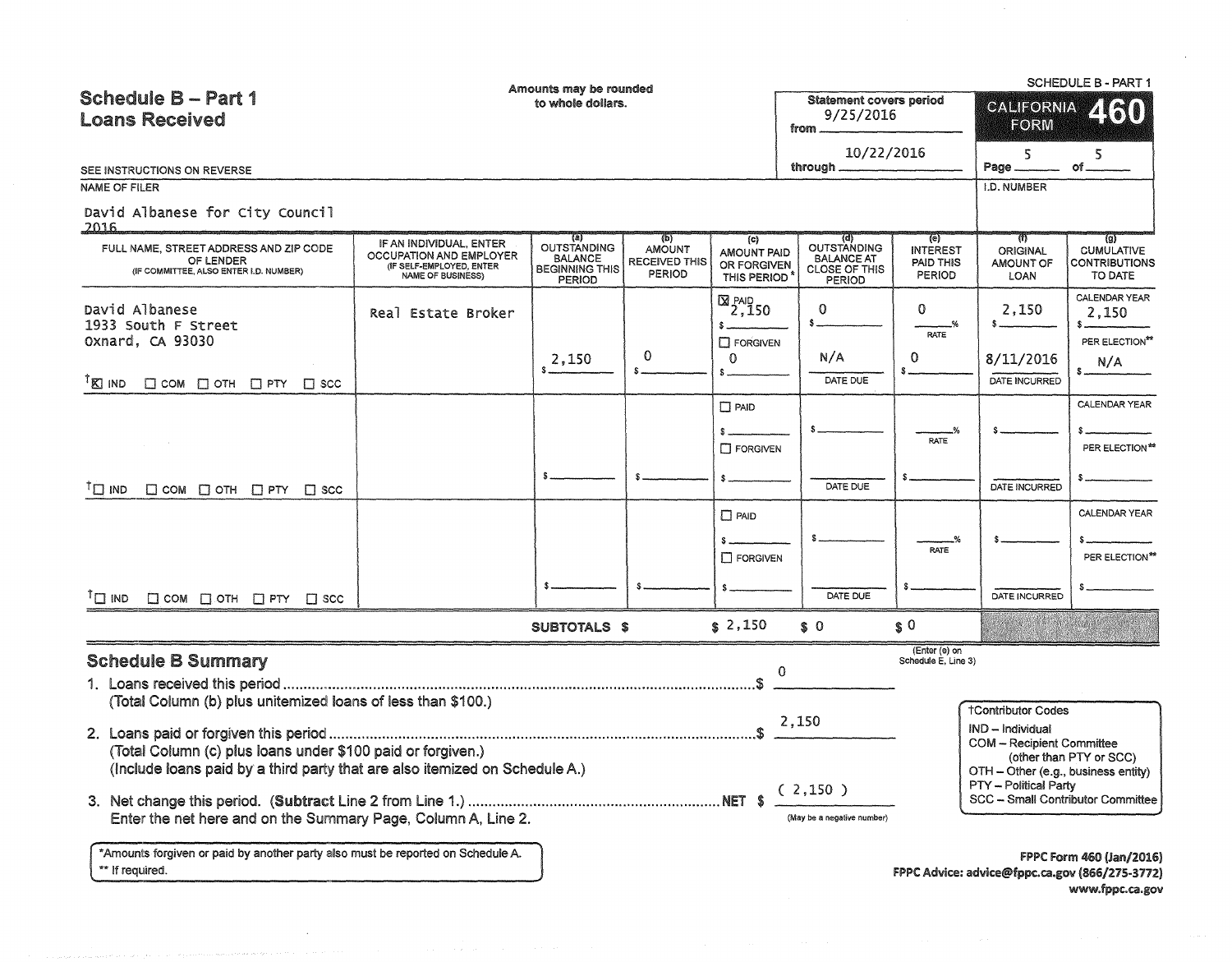SCHEDULE B - PART 1

# Schedule B – Part 1
## Loans Received

Amounts may be rounded to whole dollars.

SEE INSTRUCTIONS ON REVERSE

Statement covers period from 9/25/2016 through 10/22/2016

CALIFORNIA FORM 460

Page 5 of 5

NAME OF FILER: David Albanese for City Council 2016

I.D. NUMBER:

| FULL NAME, STREET ADDRESS AND ZIP CODE OF LENDER (IF COMMITTEE, ALSO ENTER I.D. NUMBER) | IF AN INDIVIDUAL, ENTER OCCUPATION AND EMPLOYER (IF SELF-EMPLOYED, ENTER NAME OF BUSINESS) | (a) OUTSTANDING BALANCE BEGINNING THIS PERIOD | (b) AMOUNT RECEIVED THIS PERIOD | (c) AMOUNT PAID OR FORGIVEN THIS PERIOD* | (d) OUTSTANDING BALANCE AT CLOSE OF THIS PERIOD | (e) INTEREST PAID THIS PERIOD | (f) ORIGINAL AMOUNT OF LOAN | (g) CUMULATIVE CONTRIBUTIONS TO DATE |
|---|---|---|---|---|---|---|---|---|
| David Albanese<br>1933 South F Street<br>Oxnard, CA 93030<br>†☒ IND ☐ COM ☐ OTH ☐ PTY ☐ SCC | Real Estate Broker | $ 2,150 | $ 0 | ☒ PAID $ 2,150<br>☐ FORGIVEN $ 0 | $ 0<br>N/A DATE DUE | 0 % RATE<br>$ 0 | $ 2,150<br>8/11/2016 DATE INCURRED | CALENDAR YEAR $ 2,150<br>PER ELECTION** $ N/A |
| †☐ IND ☐ COM ☐ OTH ☐ PTY ☐ SCC | | $ | $ | ☐ PAID $<br>☐ FORGIVEN $ | $<br>DATE DUE | % RATE<br>$ | $<br>DATE INCURRED | CALENDAR YEAR $<br>PER ELECTION** $ |
| †☐ IND ☐ COM ☐ OTH ☐ PTY ☐ SCC | | $ | $ | ☐ PAID $<br>☐ FORGIVEN $ | $<br>DATE DUE | % RATE<br>$ | $<br>DATE INCURRED | CALENDAR YEAR $<br>PER ELECTION** $ |
| | | SUBTOTALS $ | | $ 2,150 | $ 0 | $ 0 (Enter (e) on Schedule E, Line 3) | | |

## Schedule B Summary

1. Loans received this period ....................................$ 0
   (Total Column (b) plus unitemized loans of less than $100.)
2. Loans paid or forgiven this period ....................................$ 2,150
   (Total Column (c) plus loans under $100 paid or forgiven.)
   (Include loans paid by a third party that are also itemized on Schedule A.)
3. Net change this period. (**Subtract** Line 2 from Line 1.) ....................................NET $ ( 2,150 )
   Enter the net here and on the Summary Page, Column A, Line 2. (May be a negative number)

†Contributor Codes
- IND – Individual
- COM – Recipient Committee (other than PTY or SCC)
- OTH – Other (e.g., business entity)
- PTY – Political Party
- SCC – Small Contributor Committee

*Amounts forgiven or paid by another party also must be reported on Schedule A.
** If required.

FPPC Form 460 (Jan/2016)
FPPC Advice: advice@fppc.ca.gov (866/275-3772)
www.fppc.ca.gov